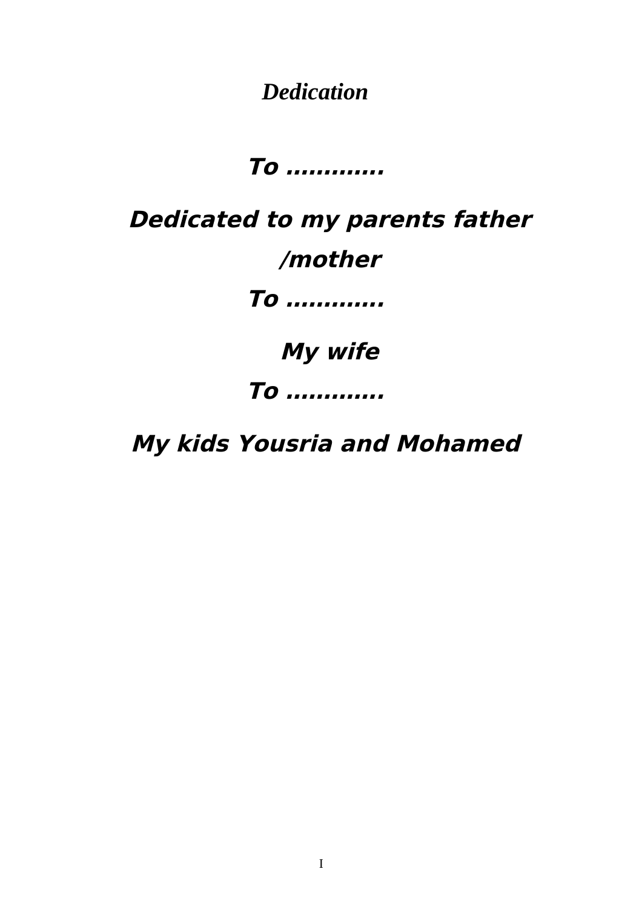# *Dedication*

***To ………….***

***Dedicated to my parents father /mother***

***To ………….***

***My wife***

***To ………….***

***My kids Yousria and Mohamed***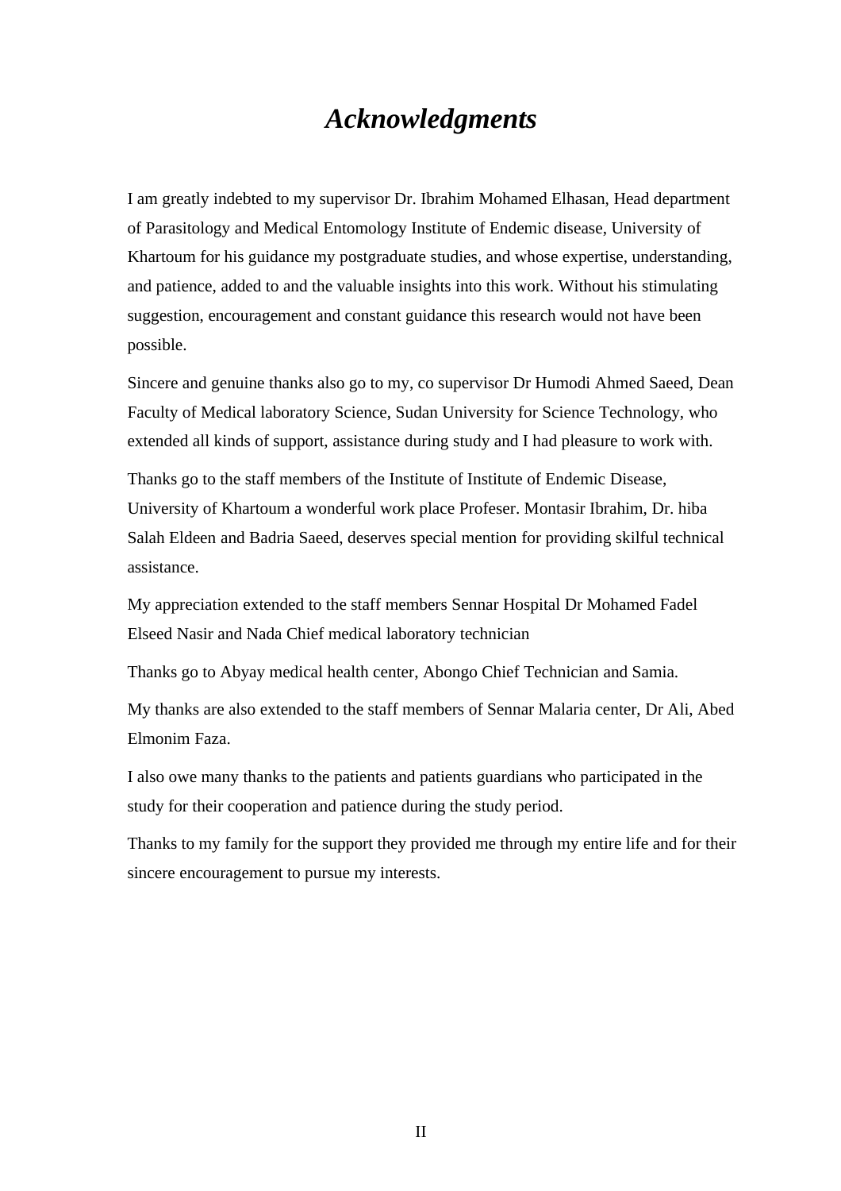# *Acknowledgments*

I am greatly indebted to my supervisor Dr. Ibrahim Mohamed Elhasan, Head department of Parasitology and Medical Entomology Institute of Endemic disease, University of Khartoum for his guidance my postgraduate studies, and whose expertise, understanding, and patience, added to and the valuable insights into this work. Without his stimulating suggestion, encouragement and constant guidance this research would not have been possible.

Sincere and genuine thanks also go to my, co supervisor Dr Humodi Ahmed Saeed, Dean Faculty of Medical laboratory Science, Sudan University for Science Technology, who extended all kinds of support, assistance during study and I had pleasure to work with.

Thanks go to the staff members of the Institute of Institute of Endemic Disease, University of Khartoum a wonderful work place Profeser. Montasir Ibrahim, Dr. hiba Salah Eldeen and Badria Saeed, deserves special mention for providing skilful technical assistance.

My appreciation extended to the staff members Sennar Hospital Dr Mohamed Fadel Elseed Nasir and Nada Chief medical laboratory technician

Thanks go to Abyay medical health center, Abongo Chief Technician and Samia.

My thanks are also extended to the staff members of Sennar Malaria center, Dr Ali, Abed Elmonim Faza.

I also owe many thanks to the patients and patients guardians who participated in the study for their cooperation and patience during the study period.

Thanks to my family for the support they provided me through my entire life and for their sincere encouragement to pursue my interests.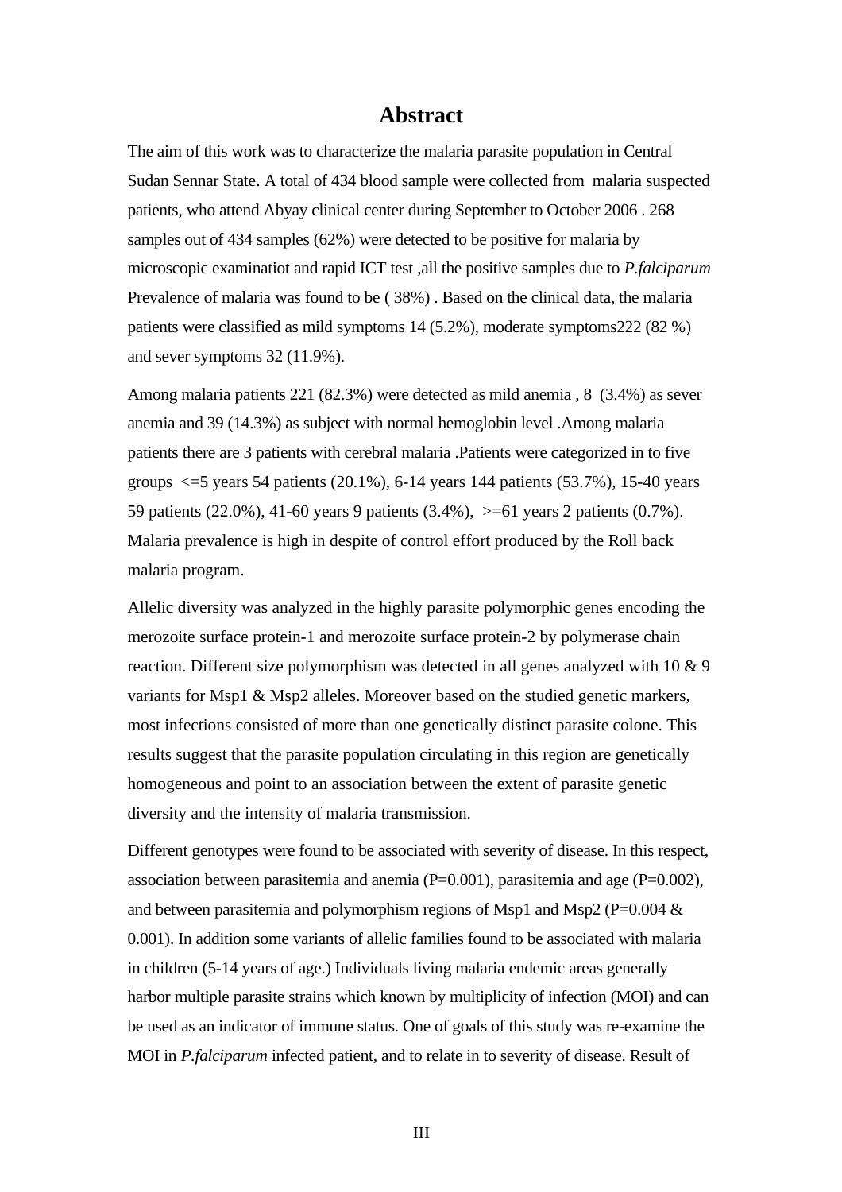# Abstract

The aim of this work was to characterize the malaria parasite population in Central Sudan Sennar State. A total of 434 blood sample were collected from malaria suspected patients, who attend Abyay clinical center during September to October 2006 . 268 samples out of 434 samples (62%) were detected to be positive for malaria by microscopic examinatiot and rapid ICT test ,all the positive samples due to *P.falciparum* Prevalence of malaria was found to be ( 38%) . Based on the clinical data, the malaria patients were classified as mild symptoms 14 (5.2%), moderate symptoms222 (82 %) and sever symptoms 32 (11.9%).

Among malaria patients 221 (82.3%) were detected as mild anemia , 8 (3.4%) as sever anemia and 39 (14.3%) as subject with normal hemoglobin level .Among malaria patients there are 3 patients with cerebral malaria .Patients were categorized in to five groups <=5 years 54 patients (20.1%), 6-14 years 144 patients (53.7%), 15-40 years 59 patients (22.0%), 41-60 years 9 patients (3.4%), >=61 years 2 patients (0.7%). Malaria prevalence is high in despite of control effort produced by the Roll back malaria program.

Allelic diversity was analyzed in the highly parasite polymorphic genes encoding the merozoite surface protein-1 and merozoite surface protein-2 by polymerase chain reaction. Different size polymorphism was detected in all genes analyzed with 10 & 9 variants for Msp1 & Msp2 alleles. Moreover based on the studied genetic markers, most infections consisted of more than one genetically distinct parasite colone. This results suggest that the parasite population circulating in this region are genetically homogeneous and point to an association between the extent of parasite genetic diversity and the intensity of malaria transmission.

Different genotypes were found to be associated with severity of disease. In this respect, association between parasitemia and anemia (P=0.001), parasitemia and age (P=0.002), and between parasitemia and polymorphism regions of Msp1 and Msp2 (P=0.004 & 0.001). In addition some variants of allelic families found to be associated with malaria in children (5-14 years of age.) Individuals living malaria endemic areas generally harbor multiple parasite strains which known by multiplicity of infection (MOI) and can be used as an indicator of immune status. One of goals of this study was re-examine the MOI in *P.falciparum* infected patient, and to relate in to severity of disease. Result of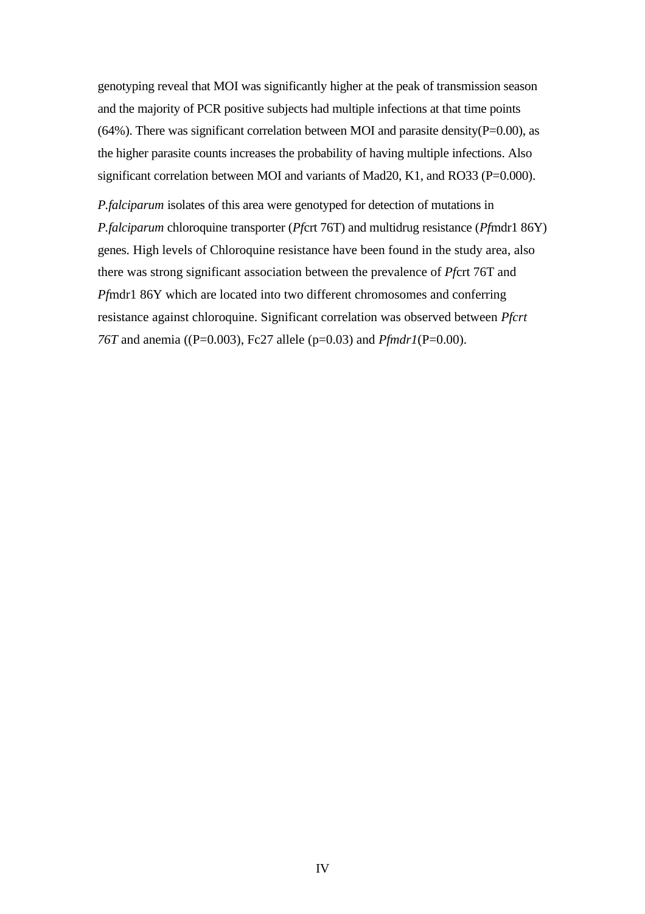genotyping reveal that MOI was significantly higher at the peak of transmission season and the majority of PCR positive subjects had multiple infections at that time points (64%). There was significant correlation between MOI and parasite density(P=0.00), as the higher parasite counts increases the probability of having multiple infections. Also significant correlation between MOI and variants of Mad20, K1, and RO33 (P=0.000).

*P.falciparum* isolates of this area were genotyped for detection of mutations in *P.falciparum* chloroquine transporter (*Pf*crt 76T) and multidrug resistance (*Pf*mdr1 86Y) genes. High levels of Chloroquine resistance have been found in the study area, also there was strong significant association between the prevalence of *Pf*crt 76T and *Pf*mdr1 86Y which are located into two different chromosomes and conferring resistance against chloroquine. Significant correlation was observed between *Pfcrt 76T* and anemia ((P=0.003), Fc27 allele (p=0.03) and *Pfmdr1*(P=0.00).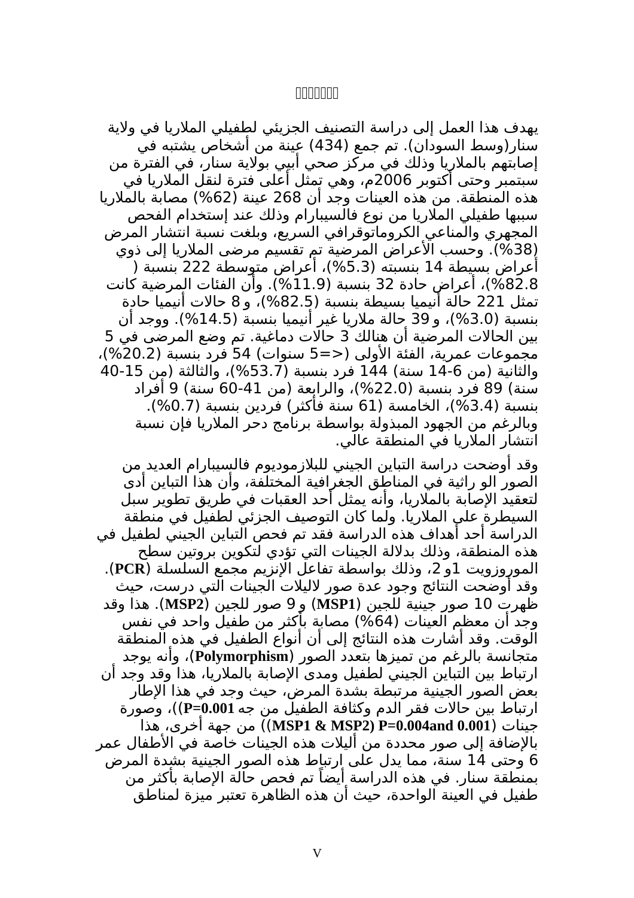يهدف هذا العمل إلى دراسة التصنيف الجزيئي لطفيلي الملاريا في ولاية سنار(وسط السودان). تم جمع (434) عينة من أشخاص يشتبه في إصابتهم بالملاريا وذلك في مركز صحي أبيي بولاية سنار، في الفترة من سبتمبر وحتى أكتوبر 2006م، وهي تمثل أعلى فترة لنقل الملاريا في هذه المنطقة. من هذه العينات وجد أن 268 عينة (62%) مصابة بالملاريا سببها طفيلي الملاريا من نوع فالسيبارام وذلك عند إستخدام الفحص المجهري والمناعي الكروماتوقرافي السريع، وبلغت نسبة انتشار المرض (38%). وحسب الأعراض المرضية تم تقسيم مرضى الملاريا إلى ذوي أعراض بسيطة 14 بنسبته (5.3%)، أعراض متوسطة 222 بنسبة ( 82.8%)، أعراض حادة 32 بنسبة (11.9%). وأن الفئات المرضية كانت تمثل 221 حالة أنيميا بسيطة بنسبة (82.5%)، و 8 حالات أنيميا حادة بنسبة (3.0%)، و 39 حالة ملاريا غير أنيميا بنسبة (14.5%). ووجد أن بين الحالات المرضية أن هنالك 3 حالات دماغية. تم وضع المرضى في 5 مجموعات عمرية، الفئة الأولى (<=5 سنوات) 54 فرد بنسبة (20.2%)، والثانية (من 6-14 سنة) 144 فرد بنسبة (53.7%)، والثالثة (من 15-40 سنة) 89 فرد بنسبة (22.0%)، والرابعة (من 41-60 سنة) 9 أفراد بنسبة (3.4%)، الخامسة (61 سنة فأكثر) فردين بنسبة (0.7%). وبالرغم من الجهود المبذولة بواسطة برنامج دحر الملاريا فإن نسبة انتشار الملاريا في المنطقة عالي.

وقد أوضحت دراسة التباين الجيني للبلازموديوم فالسيبارام العديد من الصور الو راثية في المناطق الجغرافية المختلفة، وأن هذا التباين أدى لتعقيد الإصابة بالملاريا، وأنه يمثل أحد العقبات في طريق تطوير سبل السيطرة على الملاريا. ولما كان التوصيف الجزئي لطفيل في منطقة الدراسة أحد أهداف هذه الدراسة فقد تم فحص التباين الجيني لطفيل في هذه المنطقة، وذلك بدلالة الجينات التي تؤدي لتكوين بروتين سطح الموروزويت 1و 2، وذلك بواسطة تفاعل الإنزيم مجمع السلسلة (**PCR**). وقد أوضحت النتائج وجود عدة صور لاليلات الجينات التي درست، حيث ظهرت 10 صور جينية للجين (**MSP1**) و 9 صور للجين (**MSP2**). هذا وقد وجد أن معظم العينات (64%) مصابة بأكثر من طفيل واحد في نفس الوقت. وقد أشارت هذه النتائج إلى أن أنواع الطفيل في هذه المنطقة متجانسة بالرغم من تميزها بتعدد الصور (**Polymorphism**)، وأنه يوجد ارتباط بين التباين الجيني لطفيل ومدى الإصابة بالملاريا، هذا وقد وجد أن بعض الصور الجينية مرتبطة بشدة المرض، حيث وجد في هذا الإطار ارتباط بين حالات فقر الدم وكثافة الطفيل من جه **P=0.001**))، وصورة جينات (**MSP1 & MSP2) P=0.004and 0.001**)) من جهة أخرى، هذا بالإضافة إلى صور محددة من أليلات هذه الجينات خاصة في الأطفال عمر 6 وحتى 14 سنة، مما يدل على ارتباط هذه الصور الجينية بشدة المرض بمنطقة سنار. في هذه الدراسة أيضاً تم فحص حالة الإصابة بأكثر من طفيل في العينة الواحدة، حيث أن هذه الظاهرة تعتبر ميزة لمناطق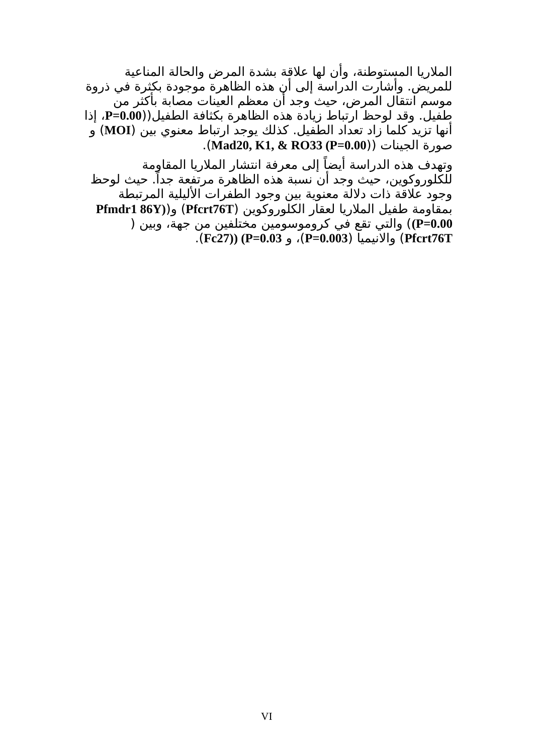الملاريا المستوطنة، وأن لها علاقة بشدة المرض والحالة المناعية للمريض. وأشارت الدراسة إلى أن هذه الظاهرة موجودة بكثرة في ذروة موسم انتقال المرض، حيث وجد أن معظم العينات مصابة بأكثر من طفيل. وقد لوحظ ارتباط زيادة هذه الظاهرة بكثافة الطفيل((**P=0.00**، إذا أنها تزيد كلما زاد تعداد الطفيل. كذلك يوجد ارتباط معنوي بين (**MOI**) و صورة الجينات ((**Mad20, K1, & RO33 (P=0.00**).

وتهدف هذه الدراسة أيضاً إلى معرفة انتشار الملاريا المقاومة للكلوروكوين، حيث وجد أن نسبة هذه الظاهرة مرتفعة جداً. حيث لوحظ وجود علاقة ذات دلالة معنوية بين وجود الطفرات الأليلية المرتبطة بمقاومة طفيل الملاريا لعقار الكلوروكوين (**Pfcrt76T**) و(**Pfmdr1 86Y**) (**P=0.00**)) والتي تقع في كروموسومين مختلفين من جهة، وبين ( **Pfcrt76T**) والانيميا (**P=0.003**)، و **P=0.03**) ((**Fc27**).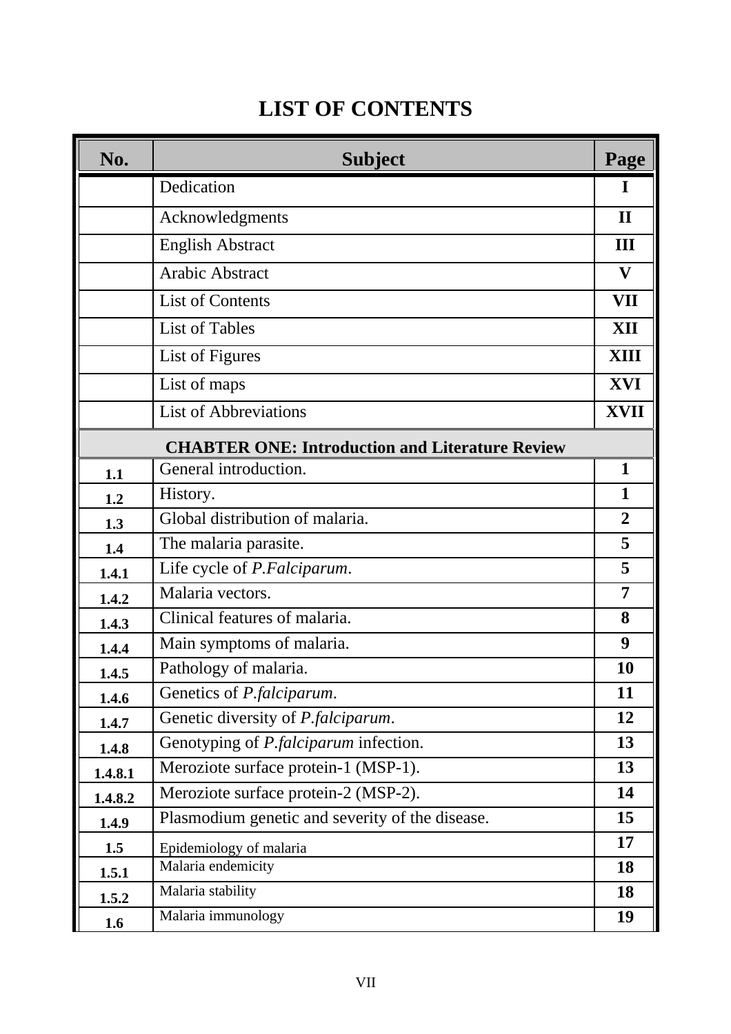# LIST OF CONTENTS

| No. | Subject | Page |
|---|---|---|
| | Dedication | I |
| | Acknowledgments | II |
| | English Abstract | III |
| | Arabic Abstract | V |
| | List of Contents | VII |
| | List of Tables | XII |
| | List of Figures | XIII |
| | List of maps | XVI |
| | List of Abbreviations | XVII |
| | **CHABTER ONE: Introduction and Literature Review** | |
| 1.1 | General introduction. | 1 |
| 1.2 | History. | 1 |
| 1.3 | Global distribution of malaria. | 2 |
| 1.4 | The malaria parasite. | 5 |
| 1.4.1 | Life cycle of *P.Falciparum*. | 5 |
| 1.4.2 | Malaria vectors. | 7 |
| 1.4.3 | Clinical features of malaria. | 8 |
| 1.4.4 | Main symptoms of malaria. | 9 |
| 1.4.5 | Pathology of malaria. | 10 |
| 1.4.6 | Genetics of *P.falciparum*. | 11 |
| 1.4.7 | Genetic diversity of *P.falciparum*. | 12 |
| 1.4.8 | Genotyping of *P.falciparum* infection. | 13 |
| 1.4.8.1 | Meroziote surface protein-1 (MSP-1). | 13 |
| 1.4.8.2 | Meroziote surface protein-2 (MSP-2). | 14 |
| 1.4.9 | Plasmodium genetic and severity of the disease. | 15 |
| 1.5 | Epidemiology of malaria | 17 |
| 1.5.1 | Malaria endemicity | 18 |
| 1.5.2 | Malaria stability | 18 |
| 1.6 | Malaria immunology | 19 |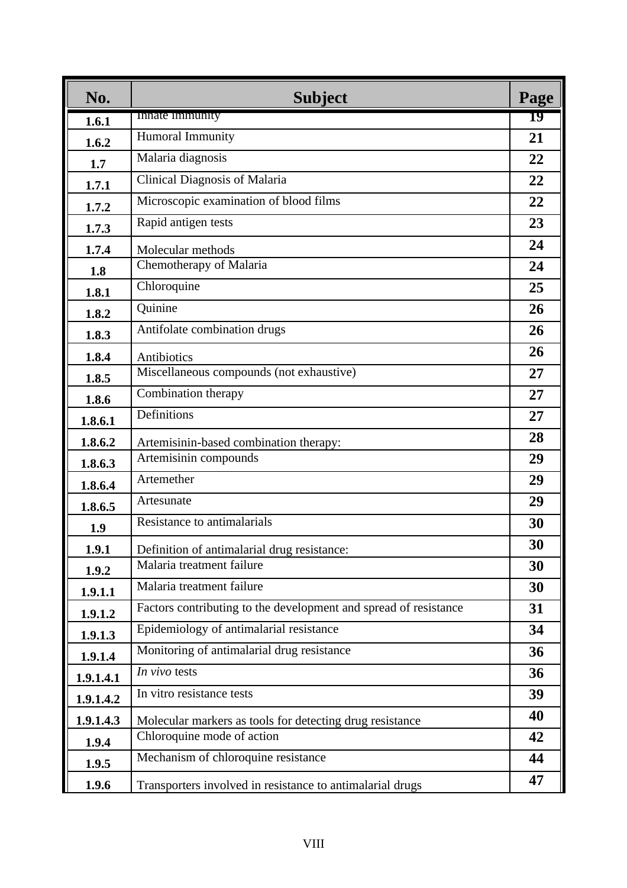| No. | Subject | Page |
|---|---|---|
| 1.6.1 | Innate immunity | 19 |
| 1.6.2 | Humoral Immunity | 21 |
| 1.7 | Malaria diagnosis | 22 |
| 1.7.1 | Clinical Diagnosis of Malaria | 22 |
| 1.7.2 | Microscopic examination of blood films | 22 |
| 1.7.3 | Rapid antigen tests | 23 |
| 1.7.4 | Molecular methods | 24 |
| 1.8 | Chemotherapy of Malaria | 24 |
| 1.8.1 | Chloroquine | 25 |
| 1.8.2 | Quinine | 26 |
| 1.8.3 | Antifolate combination drugs | 26 |
| 1.8.4 | Antibiotics | 26 |
| 1.8.5 | Miscellaneous compounds (not exhaustive) | 27 |
| 1.8.6 | Combination therapy | 27 |
| 1.8.6.1 | Definitions | 27 |
| 1.8.6.2 | Artemisinin-based combination therapy: | 28 |
| 1.8.6.3 | Artemisinin compounds | 29 |
| 1.8.6.4 | Artemether | 29 |
| 1.8.6.5 | Artesunate | 29 |
| 1.9 | Resistance to antimalarials | 30 |
| 1.9.1 | Definition of antimalarial drug resistance: | 30 |
| 1.9.2 | Malaria treatment failure | 30 |
| 1.9.1.1 | Malaria treatment failure | 30 |
| 1.9.1.2 | Factors contributing to the development and spread of resistance | 31 |
| 1.9.1.3 | Epidemiology of antimalarial resistance | 34 |
| 1.9.1.4 | Monitoring of antimalarial drug resistance | 36 |
| 1.9.1.4.1 | *In vivo* tests | 36 |
| 1.9.1.4.2 | In vitro resistance tests | 39 |
| 1.9.1.4.3 | Molecular markers as tools for detecting drug resistance | 40 |
| 1.9.4 | Chloroquine mode of action | 42 |
| 1.9.5 | Mechanism of chloroquine resistance | 44 |
| 1.9.6 | Transporters involved in resistance to antimalarial drugs | 47 |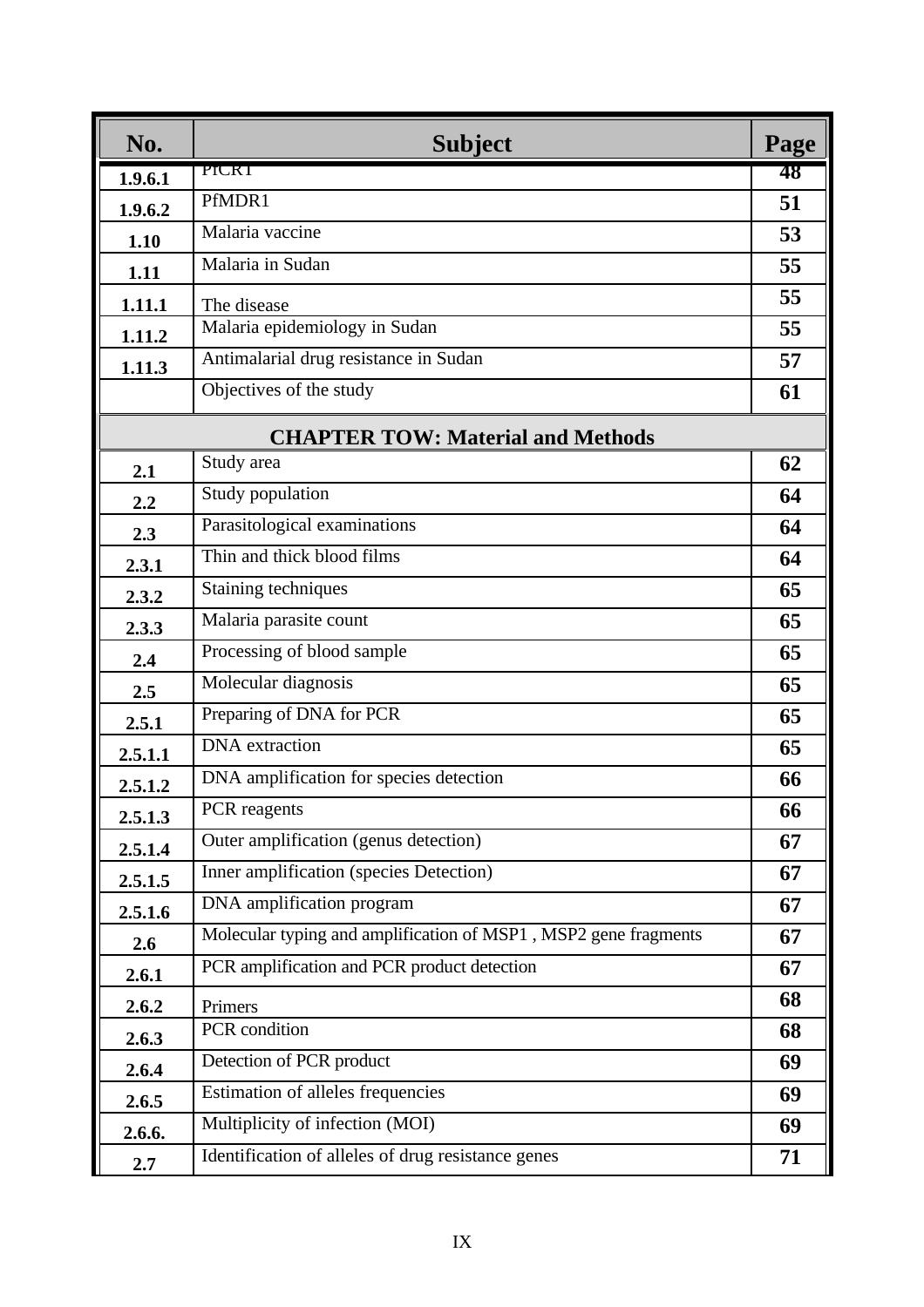| No. | Subject | Page |
|---|---|---|
| 1.9.6.1 | PfCRT | 48 |
| 1.9.6.2 | PfMDR1 | 51 |
| 1.10 | Malaria vaccine | 53 |
| 1.11 | Malaria in Sudan | 55 |
| 1.11.1 | The disease | 55 |
| 1.11.2 | Malaria epidemiology in Sudan | 55 |
| 1.11.3 | Antimalarial drug resistance in Sudan | 57 |
| | Objectives of the study | 61 |
| **CHAPTER TOW: Material and Methods** | | |
| 2.1 | Study area | 62 |
| 2.2 | Study population | 64 |
| 2.3 | Parasitological examinations | 64 |
| 2.3.1 | Thin and thick blood films | 64 |
| 2.3.2 | Staining techniques | 65 |
| 2.3.3 | Malaria parasite count | 65 |
| 2.4 | Processing of blood sample | 65 |
| 2.5 | Molecular diagnosis | 65 |
| 2.5.1 | Preparing of DNA for PCR | 65 |
| 2.5.1.1 | DNA extraction | 65 |
| 2.5.1.2 | DNA amplification for species detection | 66 |
| 2.5.1.3 | PCR reagents | 66 |
| 2.5.1.4 | Outer amplification (genus detection) | 67 |
| 2.5.1.5 | Inner amplification (species Detection) | 67 |
| 2.5.1.6 | DNA amplification program | 67 |
| 2.6 | Molecular typing and amplification of MSP1 , MSP2 gene fragments | 67 |
| 2.6.1 | PCR amplification and PCR product detection | 67 |
| 2.6.2 | Primers | 68 |
| 2.6.3 | PCR condition | 68 |
| 2.6.4 | Detection of PCR product | 69 |
| 2.6.5 | Estimation of alleles frequencies | 69 |
| 2.6.6. | Multiplicity of infection (MOI) | 69 |
| 2.7 | Identification of alleles of drug resistance genes | 71 |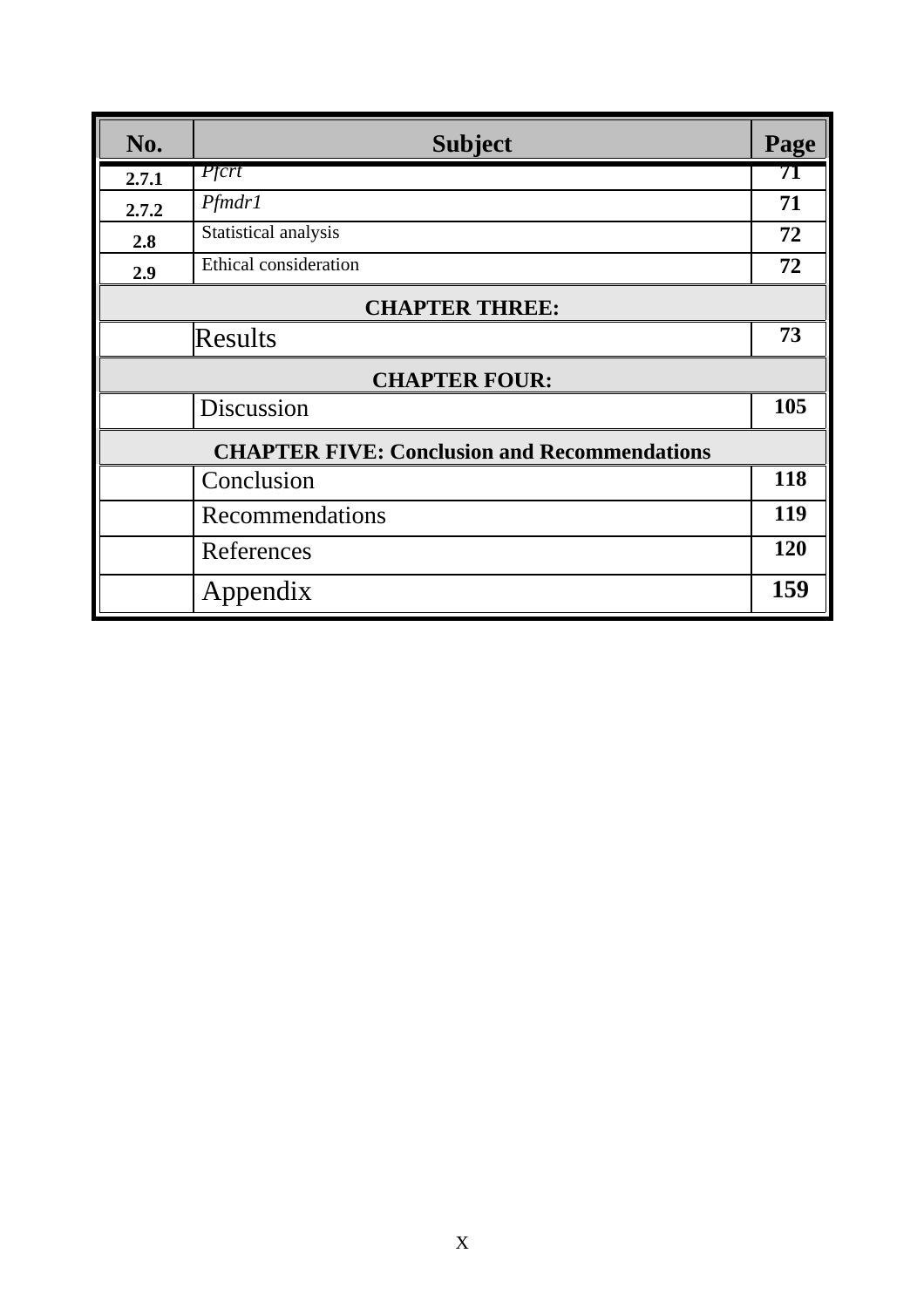| No. | Subject | Page |
|---|---|---|
| 2.7.1 | *Pfcrt* | 71 |
| 2.7.2 | *Pfmdr1* | 71 |
| 2.8 | Statistical analysis | 72 |
| 2.9 | Ethical consideration | 72 |
| **CHAPTER THREE:** | | |
| | Results | 73 |
| **CHAPTER FOUR:** | | |
| | Discussion | 105 |
| **CHAPTER FIVE: Conclusion and Recommendations** | | |
| | Conclusion | 118 |
| | Recommendations | 119 |
| | References | 120 |
| | Appendix | 159 |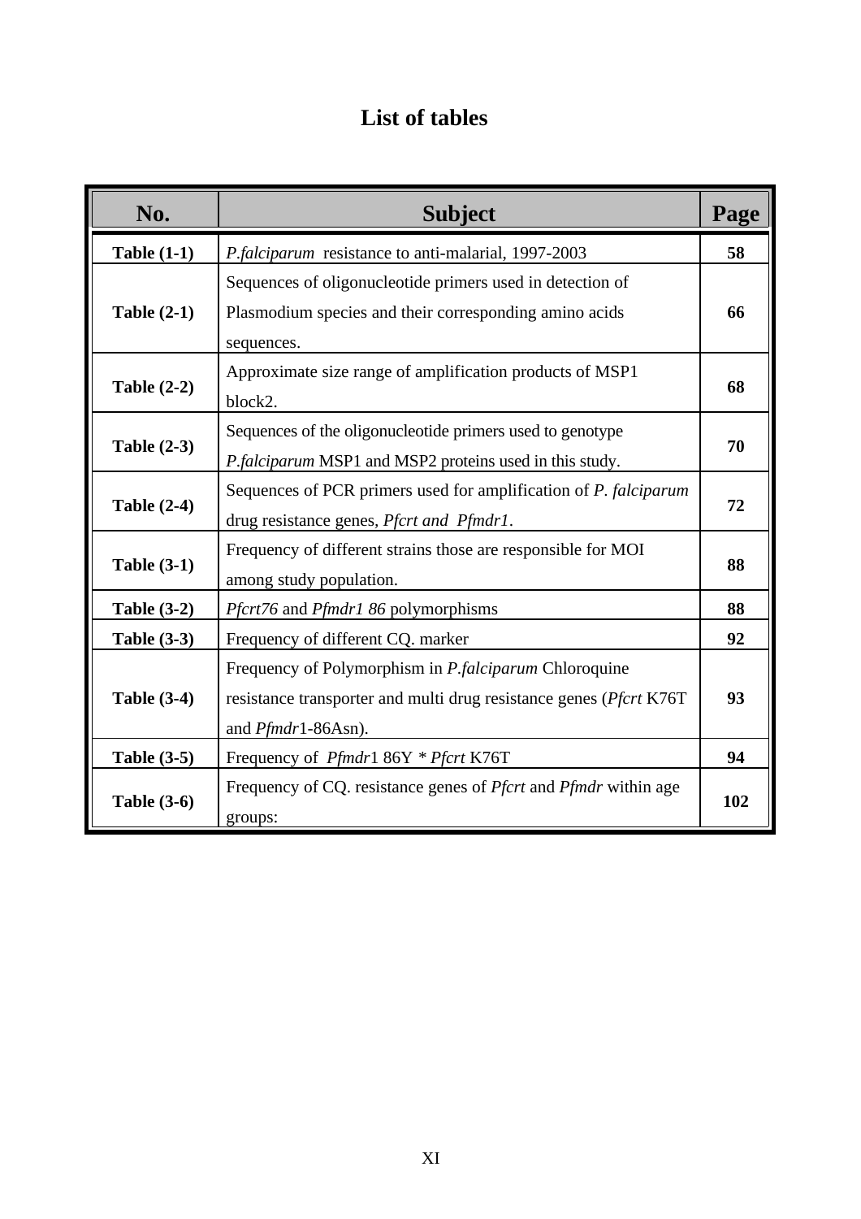# List of tables

| No. | Subject | Page |
|---|---|---|
| **Table (1-1)** | *P.falciparum* resistance to anti-malarial, 1997-2003 | **58** |
| **Table (2-1)** | Sequences of oligonucleotide primers used in detection of Plasmodium species and their corresponding amino acids sequences. | **66** |
| **Table (2-2)** | Approximate size range of amplification products of MSP1 block2. | **68** |
| **Table (2-3)** | Sequences of the oligonucleotide primers used to genotype *P.falciparum* MSP1 and MSP2 proteins used in this study. | **70** |
| **Table (2-4)** | Sequences of PCR primers used for amplification of *P. falciparum* drug resistance genes, *Pfcrt and Pfmdr1*. | **72** |
| **Table (3-1)** | Frequency of different strains those are responsible for MOI among study population. | **88** |
| **Table (3-2)** | *Pfcrt76* and *Pfmdr1 86* polymorphisms | **88** |
| **Table (3-3)** | Frequency of different CQ. marker | **92** |
| **Table (3-4)** | Frequency of Polymorphism in *P.falciparum* Chloroquine resistance transporter and multi drug resistance genes (*Pfcrt* K76T and *Pfmdr*1-86Asn). | **93** |
| **Table (3-5)** | Frequency of *Pfmdr*1 86Y * *Pfcrt* K76T | **94** |
| **Table (3-6)** | Frequency of CQ. resistance genes of *Pfcrt* and *Pfmdr* within age groups: | **102** |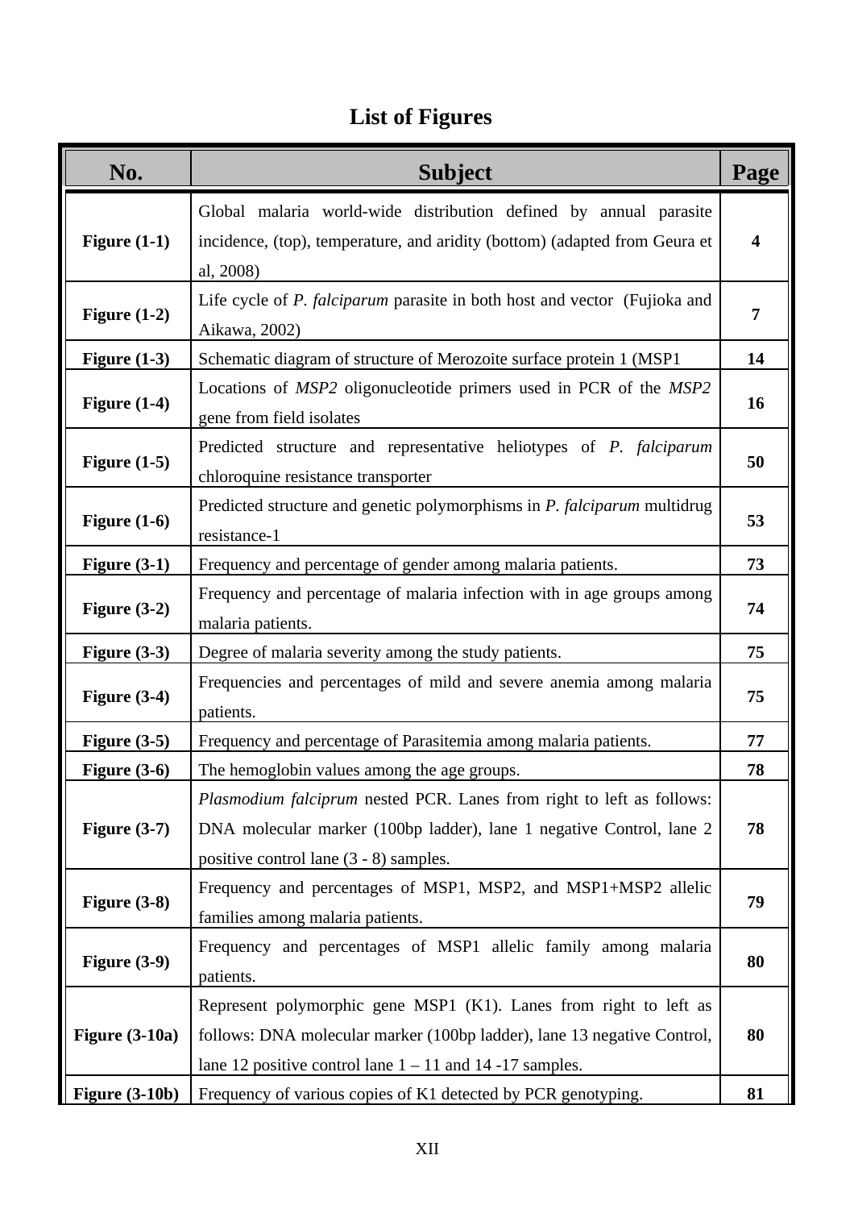# List of Figures

| No. | Subject | Page |
|---|---|---|
| **Figure (1-1)** | Global malaria world-wide distribution defined by annual parasite incidence, (top), temperature, and aridity (bottom) (adapted from Geura et al, 2008) | **4** |
| **Figure (1-2)** | Life cycle of *P. falciparum* parasite in both host and vector (Fujioka and Aikawa, 2002) | **7** |
| **Figure (1-3)** | Schematic diagram of structure of Merozoite surface protein 1 (MSP1 | **14** |
| **Figure (1-4)** | Locations of *MSP2* oligonucleotide primers used in PCR of the *MSP2* gene from field isolates | **16** |
| **Figure (1-5)** | Predicted structure and representative heliotypes of *P. falciparum* chloroquine resistance transporter | **50** |
| **Figure (1-6)** | Predicted structure and genetic polymorphisms in *P. falciparum* multidrug resistance-1 | **53** |
| **Figure (3-1)** | Frequency and percentage of gender among malaria patients. | **73** |
| **Figure (3-2)** | Frequency and percentage of malaria infection with in age groups among malaria patients. | **74** |
| **Figure (3-3)** | Degree of malaria severity among the study patients. | **75** |
| **Figure (3-4)** | Frequencies and percentages of mild and severe anemia among malaria patients. | **75** |
| **Figure (3-5)** | Frequency and percentage of Parasitemia among malaria patients. | **77** |
| **Figure (3-6)** | The hemoglobin values among the age groups. | **78** |
| **Figure (3-7)** | *Plasmodium falciprum* nested PCR. Lanes from right to left as follows: DNA molecular marker (100bp ladder), lane 1 negative Control, lane 2 positive control lane (3 - 8) samples. | **78** |
| **Figure (3-8)** | Frequency and percentages of MSP1, MSP2, and MSP1+MSP2 allelic families among malaria patients. | **79** |
| **Figure (3-9)** | Frequency and percentages of MSP1 allelic family among malaria patients. | **80** |
| **Figure (3-10a)** | Represent polymorphic gene MSP1 (K1). Lanes from right to left as follows: DNA molecular marker (100bp ladder), lane 13 negative Control, lane 12 positive control lane 1 – 11 and 14 -17 samples. | **80** |
| **Figure (3-10b)** | Frequency of various copies of K1 detected by PCR genotyping. | **81** |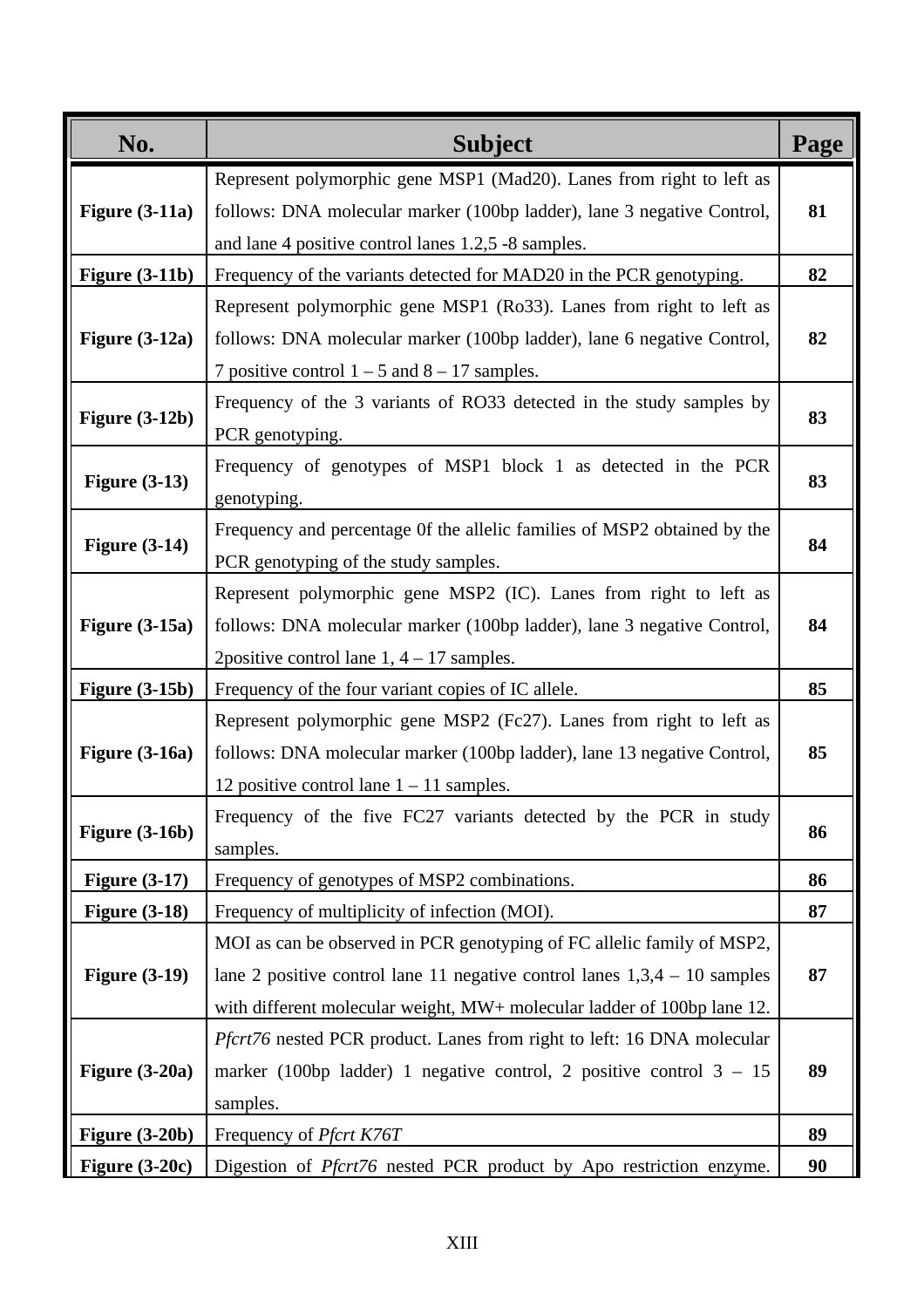| No. | Subject | Page |
|---|---|---|
| **Figure (3-11a)** | Represent polymorphic gene MSP1 (Mad20). Lanes from right to left as follows: DNA molecular marker (100bp ladder), lane 3 negative Control, and lane 4 positive control lanes 1.2,5 -8 samples. | **81** |
| **Figure (3-11b)** | Frequency of the variants detected for MAD20 in the PCR genotyping. | **82** |
| **Figure (3-12a)** | Represent polymorphic gene MSP1 (Ro33). Lanes from right to left as follows: DNA molecular marker (100bp ladder), lane 6 negative Control, 7 positive control 1 – 5 and 8 – 17 samples. | **82** |
| **Figure (3-12b)** | Frequency of the 3 variants of RO33 detected in the study samples by PCR genotyping. | **83** |
| **Figure (3-13)** | Frequency of genotypes of MSP1 block 1 as detected in the PCR genotyping. | **83** |
| **Figure (3-14)** | Frequency and percentage 0f the allelic families of MSP2 obtained by the PCR genotyping of the study samples. | **84** |
| **Figure (3-15a)** | Represent polymorphic gene MSP2 (IC). Lanes from right to left as follows: DNA molecular marker (100bp ladder), lane 3 negative Control, 2positive control lane 1, 4 – 17 samples. | **84** |
| **Figure (3-15b)** | Frequency of the four variant copies of IC allele. | **85** |
| **Figure (3-16a)** | Represent polymorphic gene MSP2 (Fc27). Lanes from right to left as follows: DNA molecular marker (100bp ladder), lane 13 negative Control, 12 positive control lane 1 – 11 samples. | **85** |
| **Figure (3-16b)** | Frequency of the five FC27 variants detected by the PCR in study samples. | **86** |
| **Figure (3-17)** | Frequency of genotypes of MSP2 combinations. | **86** |
| **Figure (3-18)** | Frequency of multiplicity of infection (MOI). | **87** |
| **Figure (3-19)** | MOI as can be observed in PCR genotyping of FC allelic family of MSP2, lane 2 positive control lane 11 negative control lanes 1,3,4 – 10 samples with different molecular weight, MW+ molecular ladder of 100bp lane 12. | **87** |
| **Figure (3-20a)** | *Pfcrt76* nested PCR product. Lanes from right to left: 16 DNA molecular marker (100bp ladder) 1 negative control, 2 positive control 3 – 15 samples. | **89** |
| **Figure (3-20b)** | Frequency of *Pfcrt K76T* | **89** |
| **Figure (3-20c)** | Digestion of *Pfcrt76* nested PCR product by Apo restriction enzyme. | **90** |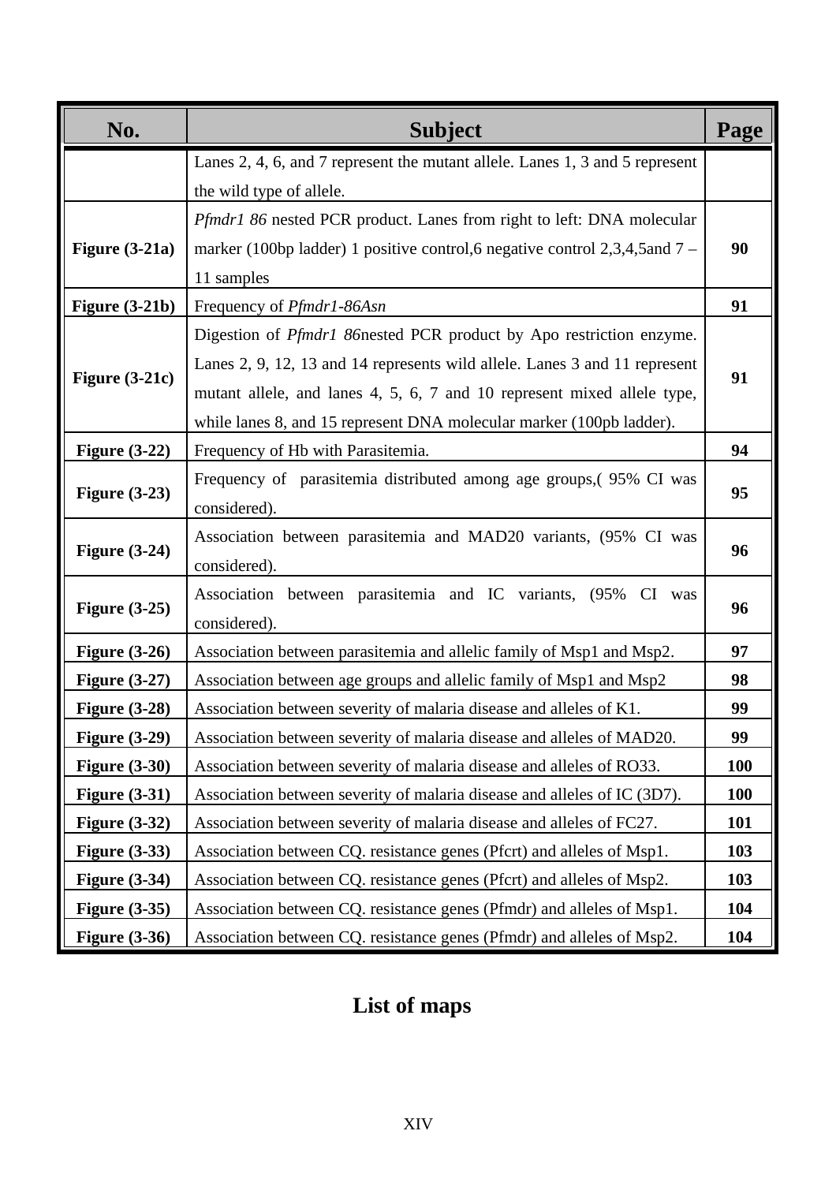| No. | Subject | Page |
|---|---|---|
| | Lanes 2, 4, 6, and 7 represent the mutant allele. Lanes 1, 3 and 5 represent the wild type of allele. | |
| **Figure (3-21a)** | *Pfmdr1 86* nested PCR product. Lanes from right to left: DNA molecular marker (100bp ladder) 1 positive control,6 negative control 2,3,4,5and 7 – 11 samples | **90** |
| **Figure (3-21b)** | Frequency of *Pfmdr1-86Asn* | **91** |
| **Figure (3-21c)** | Digestion of *Pfmdr1 86*nested PCR product by Apo restriction enzyme. Lanes 2, 9, 12, 13 and 14 represents wild allele. Lanes 3 and 11 represent mutant allele, and lanes 4, 5, 6, 7 and 10 represent mixed allele type, while lanes 8, and 15 represent DNA molecular marker (100pb ladder). | **91** |
| **Figure (3-22)** | Frequency of Hb with Parasitemia. | **94** |
| **Figure (3-23)** | Frequency of parasitemia distributed among age groups,( 95% CI was considered). | **95** |
| **Figure (3-24)** | Association between parasitemia and MAD20 variants, (95% CI was considered). | **96** |
| **Figure (3-25)** | Association between parasitemia and IC variants, (95% CI was considered). | **96** |
| **Figure (3-26)** | Association between parasitemia and allelic family of Msp1 and Msp2. | **97** |
| **Figure (3-27)** | Association between age groups and allelic family of Msp1 and Msp2 | **98** |
| **Figure (3-28)** | Association between severity of malaria disease and alleles of K1. | **99** |
| **Figure (3-29)** | Association between severity of malaria disease and alleles of MAD20. | **99** |
| **Figure (3-30)** | Association between severity of malaria disease and alleles of RO33. | **100** |
| **Figure (3-31)** | Association between severity of malaria disease and alleles of IC (3D7). | **100** |
| **Figure (3-32)** | Association between severity of malaria disease and alleles of FC27. | **101** |
| **Figure (3-33)** | Association between CQ. resistance genes (Pfcrt) and alleles of Msp1. | **103** |
| **Figure (3-34)** | Association between CQ. resistance genes (Pfcrt) and alleles of Msp2. | **103** |
| **Figure (3-35)** | Association between CQ. resistance genes (Pfmdr) and alleles of Msp1. | **104** |
| **Figure (3-36)** | Association between CQ. resistance genes (Pfmdr) and alleles of Msp2. | **104** |

## List of maps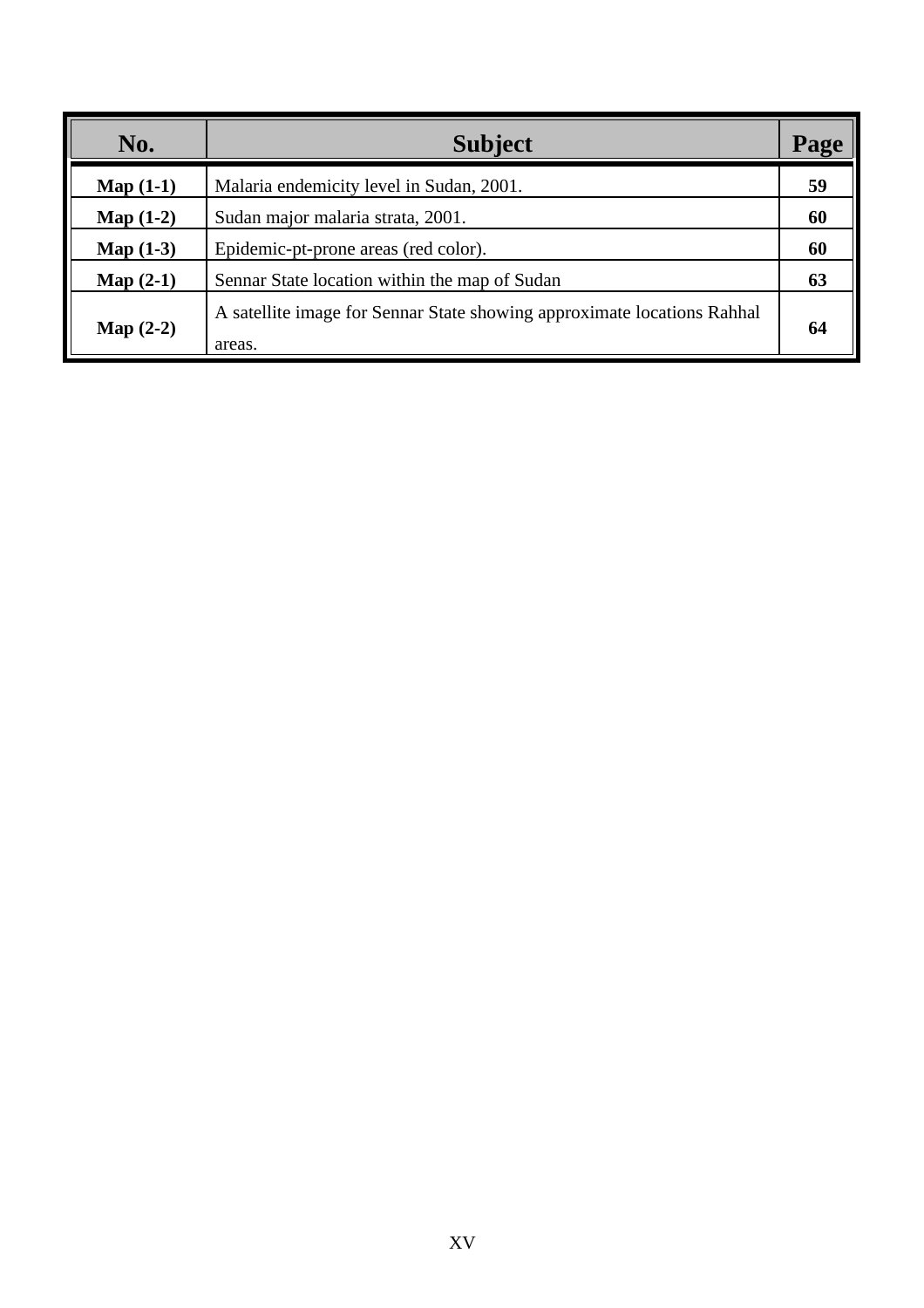| No. | Subject | Page |
| --- | --- | --- |
| **Map (1-1)** | Malaria endemicity level in Sudan, 2001. | **59** |
| **Map (1-2)** | Sudan major malaria strata, 2001. | **60** |
| **Map (1-3)** | Epidemic-pt-prone areas (red color). | **60** |
| **Map (2-1)** | Sennar State location within the map of Sudan | **63** |
| **Map (2-2)** | A satellite image for Sennar State showing approximate locations Rahhal areas. | **64** |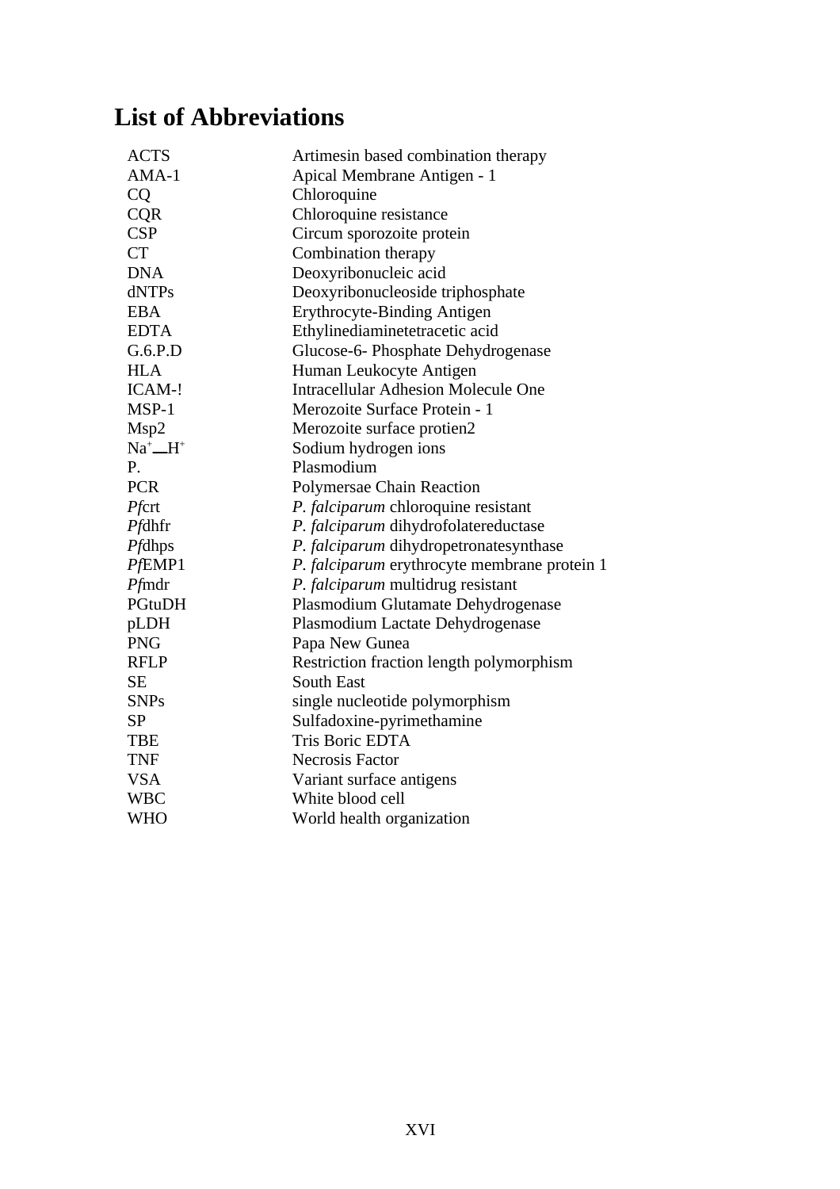# List of Abbreviations

| | |
|---|---|
| ACTS | Artimesin based combination therapy |
| AMA-1 | Apical Membrane Antigen - 1 |
| CQ | Chloroquine |
| CQR | Chloroquine resistance |
| CSP | Circum sporozoite protein |
| CT | Combination therapy |
| DNA | Deoxyribonucleic acid |
| dNTPs | Deoxyribonucleoside triphosphate |
| EBA | Erythrocyte-Binding Antigen |
| EDTA | Ethylinediaminetetracetic acid |
| G.6.P.D | Glucose-6- Phosphate Dehydrogenase |
| HLA | Human Leukocyte Antigen |
| ICAM-! | Intracellular Adhesion Molecule One |
| MSP-1 | Merozoite Surface Protein - 1 |
| Msp2 | Merozoite surface protien2 |
| $Na^{+}$__$H^{+}$ | Sodium hydrogen ions |
| P. | Plasmodium |
| PCR | Polymersae Chain Reaction |
| *Pf*crt | *P. falciparum* chloroquine resistant |
| *Pf*dhfr | *P. falciparum* dihydrofolatereductase |
| *Pf*dhps | *P. falciparum* dihydropetronatesynthase |
| *Pf*EMP1 | *P. falciparum* erythrocyte membrane protein 1 |
| *Pf*mdr | *P. falciparum* multidrug resistant |
| PGtuDH | Plasmodium Glutamate Dehydrogenase |
| pLDH | Plasmodium Lactate Dehydrogenase |
| PNG | Papa New Gunea |
| RFLP | Restriction fraction length polymorphism |
| SE | South East |
| SNPs | single nucleotide polymorphism |
| SP | Sulfadoxine-pyrimethamine |
| TBE | Tris Boric EDTA |
| TNF | Necrosis Factor |
| VSA | Variant surface antigens |
| WBC | White blood cell |
| WHO | World health organization |